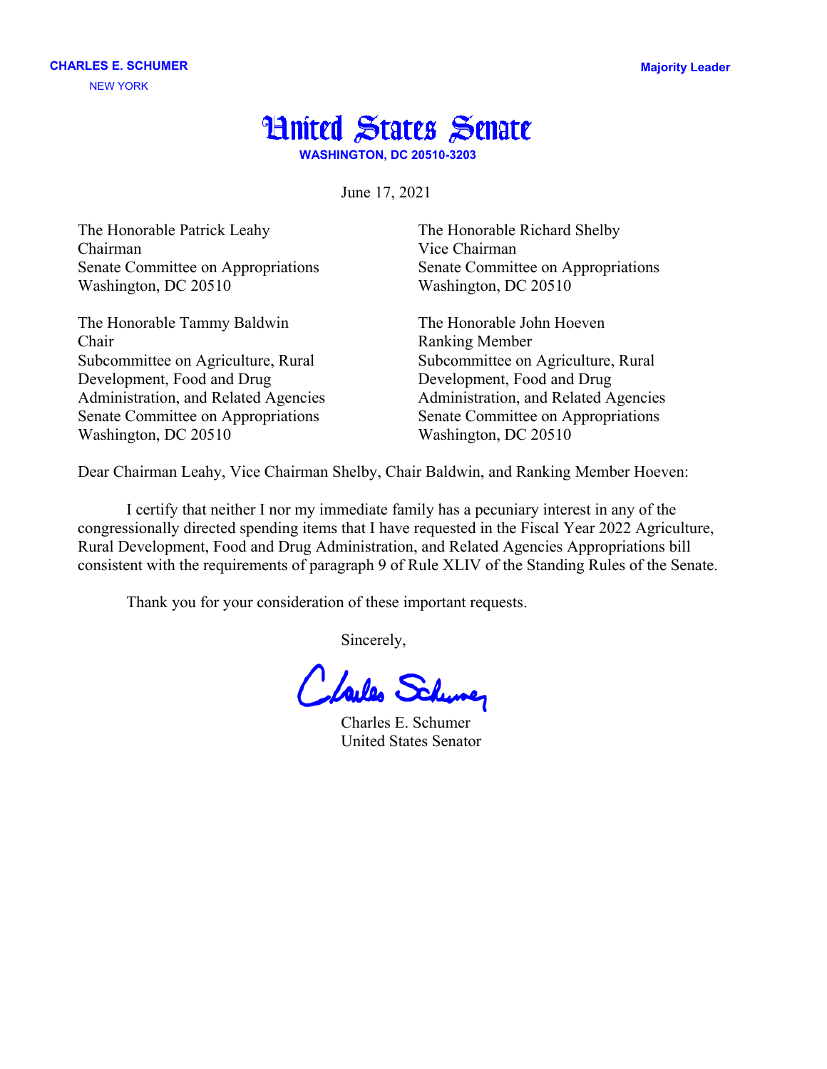**CHARLES E. SCHUMER**
NEW YORK

**Majority Leader**

# United States Senate

**WASHINGTON, DC 20510-3203**

June 17, 2021

The Honorable Patrick Leahy
Chairman
Senate Committee on Appropriations
Washington, DC 20510

The Honorable Richard Shelby
Vice Chairman
Senate Committee on Appropriations
Washington, DC 20510

The Honorable Tammy Baldwin
Chair
Subcommittee on Agriculture, Rural Development, Food and Drug Administration, and Related Agencies
Senate Committee on Appropriations
Washington, DC 20510

The Honorable John Hoeven
Ranking Member
Subcommittee on Agriculture, Rural Development, Food and Drug Administration, and Related Agencies
Senate Committee on Appropriations
Washington, DC 20510

Dear Chairman Leahy, Vice Chairman Shelby, Chair Baldwin, and Ranking Member Hoeven:

I certify that neither I nor my immediate family has a pecuniary interest in any of the congressionally directed spending items that I have requested in the Fiscal Year 2022 Agriculture, Rural Development, Food and Drug Administration, and Related Agencies Appropriations bill consistent with the requirements of paragraph 9 of Rule XLIV of the Standing Rules of the Senate.

Thank you for your consideration of these important requests.

Sincerely,

Charles E. Schumer
United States Senator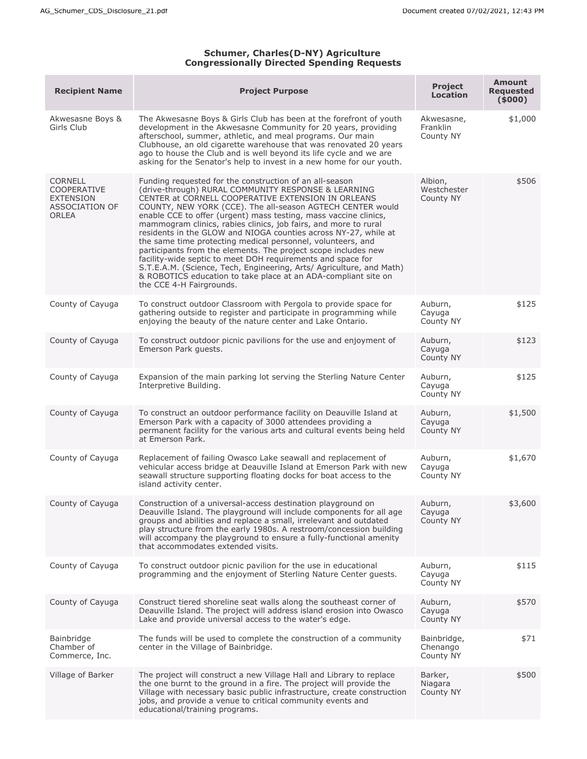## Schumer, Charles(D-NY) Agriculture Congressionally Directed Spending Requests

| Recipient Name | Project Purpose | Project Location | Amount Requested ($000) |
|---|---|---|---|
| Akwesasne Boys & Girls Club | The Akwesasne Boys & Girls Club has been at the forefront of youth development in the Akwesasne Community for 20 years, providing afterschool, summer, athletic, and meal programs. Our main Clubhouse, an old cigarette warehouse that was renovated 20 years ago to house the Club and is well beyond its life cycle and we are asking for the Senator's help to invest in a new home for our youth. | Akwesasne, Franklin County NY | $1,000 |
| CORNELL COOPERATIVE EXTENSION ASSOCIATION OF ORLEA | Funding requested for the construction of an all-season (drive-through) RURAL COMMUNITY RESPONSE & LEARNING CENTER at CORNELL COOPERATIVE EXTENSION IN ORLEANS COUNTY, NEW YORK (CCE). The all-season AGTECH CENTER would enable CCE to offer (urgent) mass testing, mass vaccine clinics, mammogram clinics, rabies clinics, job fairs, and more to rural residents in the GLOW and NIOGA counties across NY-27, while at the same time protecting medical personnel, volunteers, and participants from the elements. The project scope includes new facility-wide septic to meet DOH requirements and space for S.T.E.A.M. (Science, Tech, Engineering, Arts/ Agriculture, and Math) & ROBOTICS education to take place at an ADA-compliant site on the CCE 4-H Fairgrounds. | Albion, Westchester County NY | $506 |
| County of Cayuga | To construct outdoor Classroom with Pergola to provide space for gathering outside to register and participate in programming while enjoying the beauty of the nature center and Lake Ontario. | Auburn, Cayuga County NY | $125 |
| County of Cayuga | To construct outdoor picnic pavilions for the use and enjoyment of Emerson Park guests. | Auburn, Cayuga County NY | $123 |
| County of Cayuga | Expansion of the main parking lot serving the Sterling Nature Center Interpretive Building. | Auburn, Cayuga County NY | $125 |
| County of Cayuga | To construct an outdoor performance facility on Deauville Island at Emerson Park with a capacity of 3000 attendees providing a permanent facility for the various arts and cultural events being held at Emerson Park. | Auburn, Cayuga County NY | $1,500 |
| County of Cayuga | Replacement of failing Owasco Lake seawall and replacement of vehicular access bridge at Deauville Island at Emerson Park with new seawall structure supporting floating docks for boat access to the island activity center. | Auburn, Cayuga County NY | $1,670 |
| County of Cayuga | Construction of a universal-access destination playground on Deauville Island. The playground will include components for all age groups and abilities and replace a small, irrelevant and outdated play structure from the early 1980s. A restroom/concession building will accompany the playground to ensure a fully-functional amenity that accommodates extended visits. | Auburn, Cayuga County NY | $3,600 |
| County of Cayuga | To construct outdoor picnic pavilion for the use in educational programming and the enjoyment of Sterling Nature Center guests. | Auburn, Cayuga County NY | $115 |
| County of Cayuga | Construct tiered shoreline seat walls along the southeast corner of Deauville Island. The project will address island erosion into Owasco Lake and provide universal access to the water's edge. | Auburn, Cayuga County NY | $570 |
| Bainbridge Chamber of Commerce, Inc. | The funds will be used to complete the construction of a community center in the Village of Bainbridge. | Bainbridge, Chenango County NY | $71 |
| Village of Barker | The project will construct a new Village Hall and Library to replace the one burnt to the ground in a fire. The project will provide the Village with necessary basic public infrastructure, create construction jobs, and provide a venue to critical community events and educational/training programs. | Barker, Niagara County NY | $500 |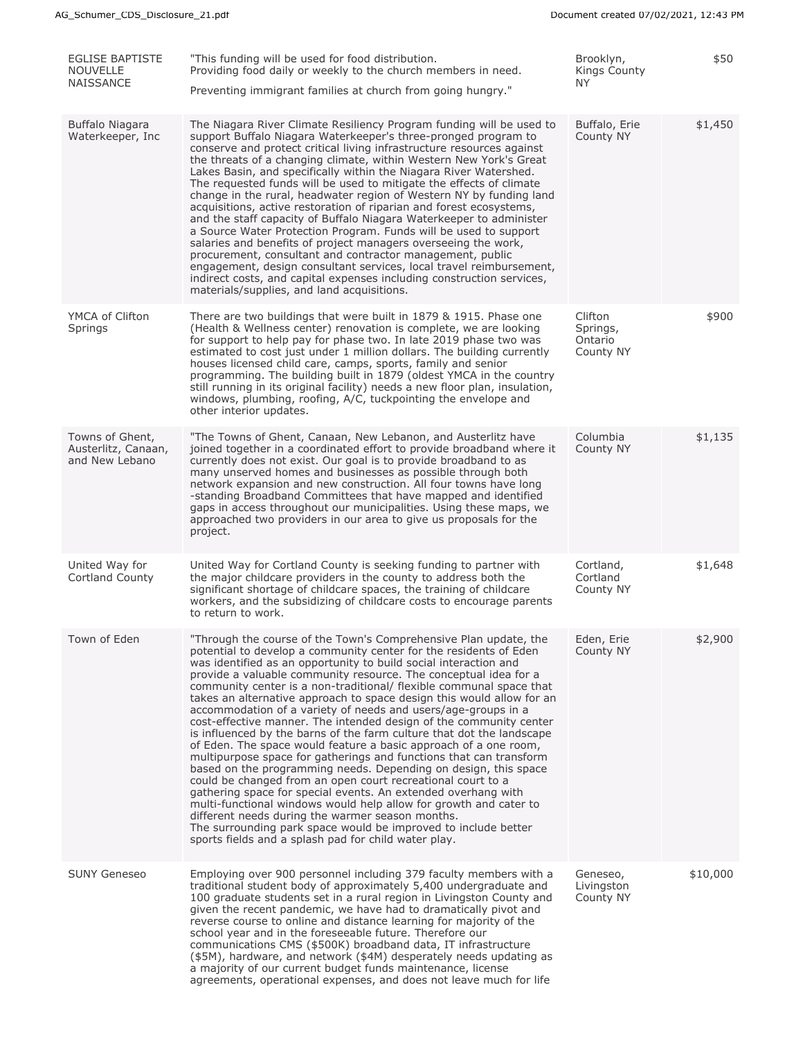| | | | |
|---|---|---|---|
| EGLISE BAPTISTE NOUVELLE NAISSANCE | "This funding will be used for food distribution. Providing food daily or weekly to the church members in need. Preventing immigrant families at church from going hungry." | Brooklyn, Kings County NY | $50 |
| Buffalo Niagara Waterkeeper, Inc | The Niagara River Climate Resiliency Program funding will be used to support Buffalo Niagara Waterkeeper's three-pronged program to conserve and protect critical living infrastructure resources against the threats of a changing climate, within Western New York's Great Lakes Basin, and specifically within the Niagara River Watershed. The requested funds will be used to mitigate the effects of climate change in the rural, headwater region of Western NY by funding land acquisitions, active restoration of riparian and forest ecosystems, and the staff capacity of Buffalo Niagara Waterkeeper to administer a Source Water Protection Program. Funds will be used to support salaries and benefits of project managers overseeing the work, procurement, consultant and contractor management, public engagement, design consultant services, local travel reimbursement, indirect costs, and capital expenses including construction services, materials/supplies, and land acquisitions. | Buffalo, Erie County NY | $1,450 |
| YMCA of Clifton Springs | There are two buildings that were built in 1879 & 1915. Phase one (Health & Wellness center) renovation is complete, we are looking for support to help pay for phase two. In late 2019 phase two was estimated to cost just under 1 million dollars. The building currently houses licensed child care, camps, sports, family and senior programming. The building built in 1879 (oldest YMCA in the country still running in its original facility) needs a new floor plan, insulation, windows, plumbing, roofing, A/C, tuckpointing the envelope and other interior updates. | Clifton Springs, Ontario County NY | $900 |
| Towns of Ghent, Austerlitz, Canaan, and New Lebano | "The Towns of Ghent, Canaan, New Lebanon, and Austerlitz have joined together in a coordinated effort to provide broadband where it currently does not exist. Our goal is to provide broadband to as many unserved homes and businesses as possible through both network expansion and new construction. All four towns have long -standing Broadband Committees that have mapped and identified gaps in access throughout our municipalities. Using these maps, we approached two providers in our area to give us proposals for the project. | Columbia County NY | $1,135 |
| United Way for Cortland County | United Way for Cortland County is seeking funding to partner with the major childcare providers in the county to address both the significant shortage of childcare spaces, the training of childcare workers, and the subsidizing of childcare costs to encourage parents to return to work. | Cortland, Cortland County NY | $1,648 |
| Town of Eden | "Through the course of the Town's Comprehensive Plan update, the potential to develop a community center for the residents of Eden was identified as an opportunity to build social interaction and provide a valuable community resource. The conceptual idea for a community center is a non-traditional/ flexible communal space that takes an alternative approach to space design this would allow for an accommodation of a variety of needs and users/age-groups in a cost-effective manner. The intended design of the community center is influenced by the barns of the farm culture that dot the landscape of Eden. The space would feature a basic approach of a one room, multipurpose space for gatherings and functions that can transform based on the programming needs. Depending on design, this space could be changed from an open court recreational court to a gathering space for special events. An extended overhang with multi-functional windows would help allow for growth and cater to different needs during the warmer season months. The surrounding park space would be improved to include better sports fields and a splash pad for child water play. | Eden, Erie County NY | $2,900 |
| SUNY Geneseo | Employing over 900 personnel including 379 faculty members with a traditional student body of approximately 5,400 undergraduate and 100 graduate students set in a rural region in Livingston County and given the recent pandemic, we have had to dramatically pivot and reverse course to online and distance learning for majority of the school year and in the foreseeable future. Therefore our communications CMS ($500K) broadband data, IT infrastructure ($5M), hardware, and network ($4M) desperately needs updating as a majority of our current budget funds maintenance, license agreements, operational expenses, and does not leave much for life | Geneseo, Livingston County NY | $10,000 |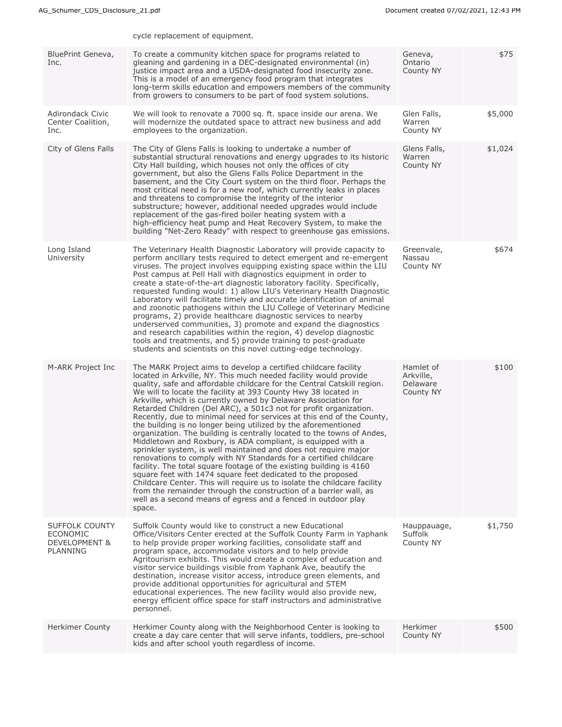cycle replacement of equipment.

| | | | |
|---|---|---|---|
| BluePrint Geneva, Inc. | To create a community kitchen space for programs related to gleaning and gardening in a DEC-designated environmental (in) justice impact area and a USDA-designated food insecurity zone. This is a model of an emergency food program that integrates long-term skills education and empowers members of the community from growers to consumers to be part of food system solutions. | Geneva, Ontario County NY | $75 |
| Adirondack Civic Center Coalition, Inc. | We will look to renovate a 7000 sq. ft. space inside our arena. We will modernize the outdated space to attract new business and add employees to the organization. | Glen Falls, Warren County NY | $5,000 |
| City of Glens Falls | The City of Glens Falls is looking to undertake a number of substantial structural renovations and energy upgrades to its historic City Hall building, which houses not only the offices of city government, but also the Glens Falls Police Department in the basement, and the City Court system on the third floor. Perhaps the most critical need is for a new roof, which currently leaks in places and threatens to compromise the integrity of the interior substructure; however, additional needed upgrades would include replacement of the gas-fired boiler heating system with a high-efficiency heat pump and Heat Recovery System, to make the building "Net-Zero Ready" with respect to greenhouse gas emissions. | Glens Falls, Warren County NY | $1,024 |
| Long Island University | The Veterinary Health Diagnostic Laboratory will provide capacity to perform ancillary tests required to detect emergent and re-emergent viruses. The project involves equipping existing space within the LIU Post campus at Pell Hall with diagnostics equipment in order to create a state-of-the-art diagnostic laboratory facility. Specifically, requested funding would: 1) allow LIU's Veterinary Health Diagnostic Laboratory will facilitate timely and accurate identification of animal and zoonotic pathogens within the LIU College of Veterinary Medicine programs, 2) provide healthcare diagnostic services to nearby underserved communities, 3) promote and expand the diagnostics and research capabilities within the region, 4) develop diagnostic tools and treatments, and 5) provide training to post-graduate students and scientists on this novel cutting-edge technology. | Greenvale, Nassau County NY | $674 |
| M-ARK Project Inc | The MARK Project aims to develop a certified childcare facility located in Arkville, NY. This much needed facility would provide quality, safe and affordable childcare for the Central Catskill region. We will to locate the facility at 393 County Hwy 38 located in Arkville, which is currently owned by Delaware Association for Retarded Children (Del ARC), a 501c3 not for profit organization. Recently, due to minimal need for services at this end of the County, the building is no longer being utilized by the aforementioned organization. The building is centrally located to the towns of Andes, Middletown and Roxbury, is ADA compliant, is equipped with a sprinkler system, is well maintained and does not require major renovations to comply with NY Standards for a certified childcare facility. The total square footage of the existing building is 4160 square feet with 1474 square feet dedicated to the proposed Childcare Center. This will require us to isolate the childcare facility from the remainder through the construction of a barrier wall, as well as a second means of egress and a fenced in outdoor play space. | Hamlet of Arkville, Delaware County NY | $100 |
| SUFFOLK COUNTY ECONOMIC DEVELOPMENT & PLANNING | Suffolk County would like to construct a new Educational Office/Visitors Center erected at the Suffolk County Farm in Yaphank to help provide proper working facilities, consolidate staff and program space, accommodate visitors and to help provide Agritourism exhibits. This would create a complex of education and visitor service buildings visible from Yaphank Ave, beautify the destination, increase visitor access, introduce green elements, and provide additional opportunities for agricultural and STEM educational experiences. The new facility would also provide new, energy efficient office space for staff instructors and administrative personnel. | Hauppauage, Suffolk County NY | $1,750 |
| Herkimer County | Herkimer County along with the Neighborhood Center is looking to create a day care center that will serve infants, toddlers, pre-school kids and after school youth regardless of income. | Herkimer County NY | $500 |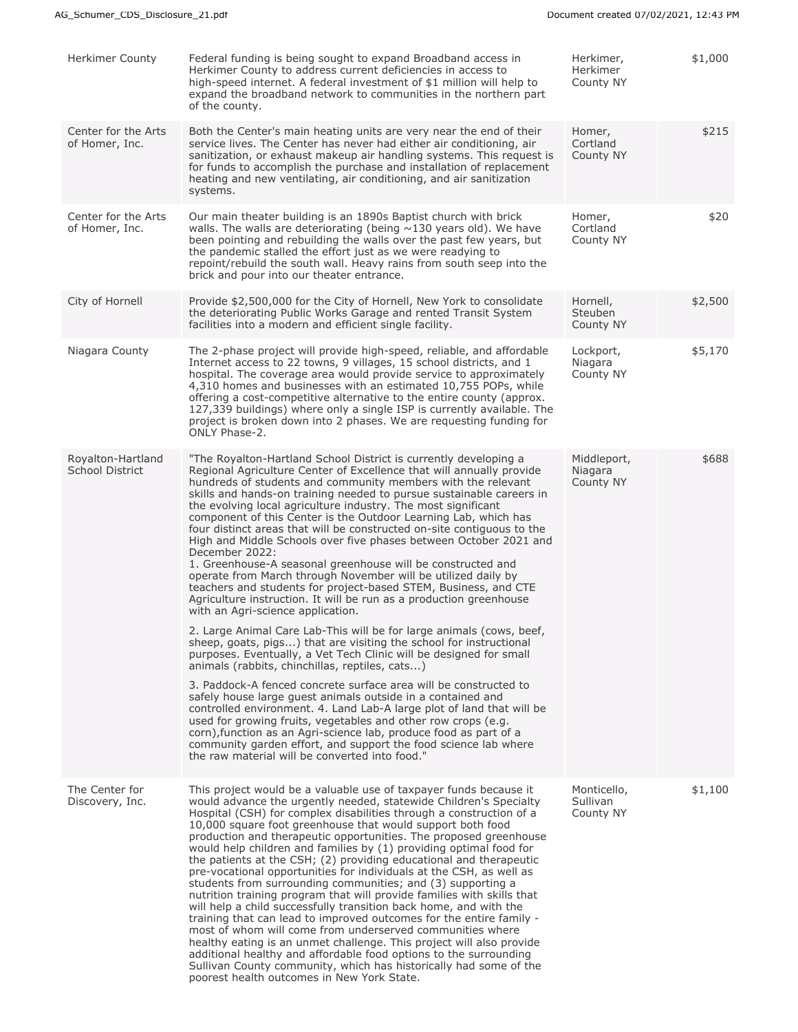| | | | |
|---|---|---|---|
| Herkimer County | Federal funding is being sought to expand Broadband access in Herkimer County to address current deficiencies in access to high-speed internet. A federal investment of $1 million will help to expand the broadband network to communities in the northern part of the county. | Herkimer, Herkimer County NY | $1,000 |
| Center for the Arts of Homer, Inc. | Both the Center's main heating units are very near the end of their service lives. The Center has never had either air conditioning, air sanitization, or exhaust makeup air handling systems. This request is for funds to accomplish the purchase and installation of replacement heating and new ventilating, air conditioning, and air sanitization systems. | Homer, Cortland County NY | $215 |
| Center for the Arts of Homer, Inc. | Our main theater building is an 1890s Baptist church with brick walls. The walls are deteriorating (being ~130 years old). We have been pointing and rebuilding the walls over the past few years, but the pandemic stalled the effort just as we were readying to repoint/rebuild the south wall. Heavy rains from south seep into the brick and pour into our theater entrance. | Homer, Cortland County NY | $20 |
| City of Hornell | Provide $2,500,000 for the City of Hornell, New York to consolidate the deteriorating Public Works Garage and rented Transit System facilities into a modern and efficient single facility. | Hornell, Steuben County NY | $2,500 |
| Niagara County | The 2-phase project will provide high-speed, reliable, and affordable Internet access to 22 towns, 9 villages, 15 school districts, and 1 hospital. The coverage area would provide service to approximately 4,310 homes and businesses with an estimated 10,755 POPs, while offering a cost-competitive alternative to the entire county (approx. 127,339 buildings) where only a single ISP is currently available. The project is broken down into 2 phases. We are requesting funding for ONLY Phase-2. | Lockport, Niagara County NY | $5,170 |
| Royalton-Hartland School District | "The Royalton-Hartland School District is currently developing a Regional Agriculture Center of Excellence that will annually provide hundreds of students and community members with the relevant skills and hands-on training needed to pursue sustainable careers in the evolving local agriculture industry. The most significant component of this Center is the Outdoor Learning Lab, which has four distinct areas that will be constructed on-site contiguous to the High and Middle Schools over five phases between October 2021 and December 2022:<br>1. Greenhouse-A seasonal greenhouse will be constructed and operate from March through November will be utilized daily by teachers and students for project-based STEM, Business, and CTE Agriculture instruction. It will be run as a production greenhouse with an Agri-science application.<br><br>2. Large Animal Care Lab-This will be for large animals (cows, beef, sheep, goats, pigs...) that are visiting the school for instructional purposes. Eventually, a Vet Tech Clinic will be designed for small animals (rabbits, chinchillas, reptiles, cats...)<br><br>3. Paddock-A fenced concrete surface area will be constructed to safely house large guest animals outside in a contained and controlled environment. 4. Land Lab-A large plot of land that will be used for growing fruits, vegetables and other row crops (e.g. corn),function as an Agri-science lab, produce food as part of a community garden effort, and support the food science lab where the raw material will be converted into food." | Middleport, Niagara County NY | $688 |
| The Center for Discovery, Inc. | This project would be a valuable use of taxpayer funds because it would advance the urgently needed, statewide Children's Specialty Hospital (CSH) for complex disabilities through a construction of a 10,000 square foot greenhouse that would support both food production and therapeutic opportunities. The proposed greenhouse would help children and families by (1) providing optimal food for the patients at the CSH; (2) providing educational and therapeutic pre-vocational opportunities for individuals at the CSH, as well as students from surrounding communities; and (3) supporting a nutrition training program that will provide families with skills that will help a child successfully transition back home, and with the training that can lead to improved outcomes for the entire family - most of whom will come from underserved communities where healthy eating is an unmet challenge. This project will also provide additional healthy and affordable food options to the surrounding Sullivan County community, which has historically had some of the poorest health outcomes in New York State. | Monticello, Sullivan County NY | $1,100 |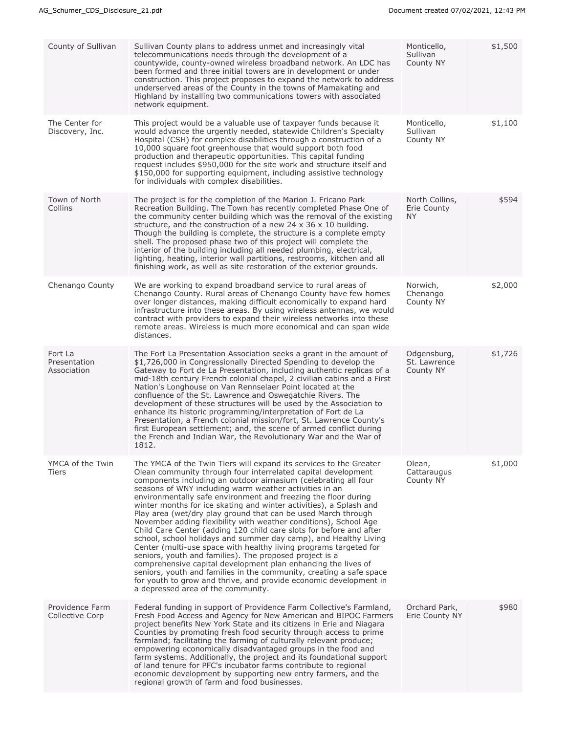| | | | |
|---|---|---|---|
| County of Sullivan | Sullivan County plans to address unmet and increasingly vital telecommunications needs through the development of a countywide, county-owned wireless broadband network. An LDC has been formed and three initial towers are in development or under construction. This project proposes to expand the network to address underserved areas of the County in the towns of Mamakating and Highland by installing two communications towers with associated network equipment. | Monticello, Sullivan County NY | $1,500 |
| The Center for Discovery, Inc. | This project would be a valuable use of taxpayer funds because it would advance the urgently needed, statewide Children's Specialty Hospital (CSH) for complex disabilities through a construction of a 10,000 square foot greenhouse that would support both food production and therapeutic opportunities. This capital funding request includes $950,000 for the site work and structure itself and $150,000 for supporting equipment, including assistive technology for individuals with complex disabilities. | Monticello, Sullivan County NY | $1,100 |
| Town of North Collins | The project is for the completion of the Marion J. Fricano Park Recreation Building. The Town has recently completed Phase One of the community center building which was the removal of the existing structure, and the construction of a new 24 x 36 x 10 building. Though the building is complete, the structure is a complete empty shell. The proposed phase two of this project will complete the interior of the building including all needed plumbing, electrical, lighting, heating, interior wall partitions, restrooms, kitchen and all finishing work, as well as site restoration of the exterior grounds. | North Collins, Erie County NY | $594 |
| Chenango County | We are working to expand broadband service to rural areas of Chenango County. Rural areas of Chenango County have few homes over longer distances, making difficult economically to expand hard infrastructure into these areas. By using wireless antennas, we would contract with providers to expand their wireless networks into these remote areas. Wireless is much more economical and can span wide distances. | Norwich, Chenango County NY | $2,000 |
| Fort La Presentation Association | The Fort La Presentation Association seeks a grant in the amount of $1,726,000 in Congressionally Directed Spending to develop the Gateway to Fort de La Presentation, including authentic replicas of a mid-18th century French colonial chapel, 2 civilian cabins and a First Nation's Longhouse on Van Rennselaer Point located at the confluence of the St. Lawrence and Oswegatchie Rivers. The development of these structures will be used by the Association to enhance its historic programming/interpretation of Fort de La Presentation, a French colonial mission/fort, St. Lawrence County's first European settlement; and, the scene of armed conflict during the French and Indian War, the Revolutionary War and the War of 1812. | Odgensburg, St. Lawrence County NY | $1,726 |
| YMCA of the Twin Tiers | The YMCA of the Twin Tiers will expand its services to the Greater Olean community through four interrelated capital development components including an outdoor airnasium (celebrating all four seasons of WNY including warm weather activities in an environmentally safe environment and freezing the floor during winter months for ice skating and winter activities), a Splash and Play area (wet/dry play ground that can be used March through November adding flexibility with weather conditions), School Age Child Care Center (adding 120 child care slots for before and after school, school holidays and summer day camp), and Healthy Living Center (multi-use space with healthy living programs targeted for seniors, youth and families). The proposed project is a comprehensive capital development plan enhancing the lives of seniors, youth and families in the community, creating a safe space for youth to grow and thrive, and provide economic development in a depressed area of the community. | Olean, Cattaraugus County NY | $1,000 |
| Providence Farm Collective Corp | Federal funding in support of Providence Farm Collective's Farmland, Fresh Food Access and Agency for New American and BIPOC Farmers project benefits New York State and its citizens in Erie and Niagara Counties by promoting fresh food security through access to prime farmland; facilitating the farming of culturally relevant produce; empowering economically disadvantaged groups in the food and farm systems. Additionally, the project and its foundational support of land tenure for PFC's incubator farms contribute to regional economic development by supporting new entry farmers, and the regional growth of farm and food businesses. | Orchard Park, Erie County NY | $980 |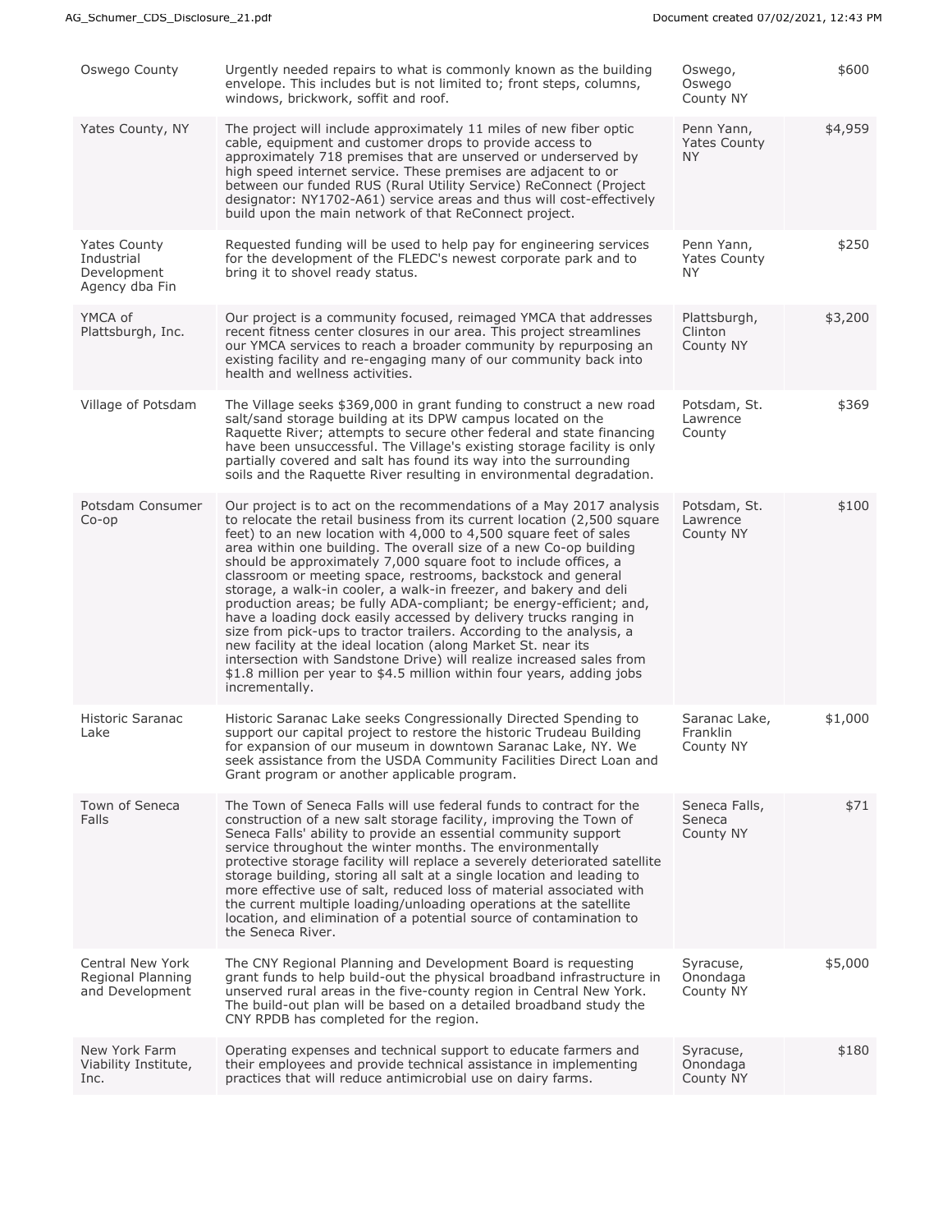| | | | |
|---|---|---|---|
| Oswego County | Urgently needed repairs to what is commonly known as the building envelope. This includes but is not limited to; front steps, columns, windows, brickwork, soffit and roof. | Oswego, Oswego County NY | $600 |
| Yates County, NY | The project will include approximately 11 miles of new fiber optic cable, equipment and customer drops to provide access to approximately 718 premises that are unserved or underserved by high speed internet service. These premises are adjacent to or between our funded RUS (Rural Utility Service) ReConnect (Project designator: NY1702-A61) service areas and thus will cost-effectively build upon the main network of that ReConnect project. | Penn Yann, Yates County NY | $4,959 |
| Yates County Industrial Development Agency dba Fin | Requested funding will be used to help pay for engineering services for the development of the FLEDC's newest corporate park and to bring it to shovel ready status. | Penn Yann, Yates County NY | $250 |
| YMCA of Plattsburgh, Inc. | Our project is a community focused, reimaged YMCA that addresses recent fitness center closures in our area. This project streamlines our YMCA services to reach a broader community by repurposing an existing facility and re-engaging many of our community back into health and wellness activities. | Plattsburgh, Clinton County NY | $3,200 |
| Village of Potsdam | The Village seeks $369,000 in grant funding to construct a new road salt/sand storage building at its DPW campus located on the Raquette River; attempts to secure other federal and state financing have been unsuccessful. The Village's existing storage facility is only partially covered and salt has found its way into the surrounding soils and the Raquette River resulting in environmental degradation. | Potsdam, St. Lawrence County | $369 |
| Potsdam Consumer Co-op | Our project is to act on the recommendations of a May 2017 analysis to relocate the retail business from its current location (2,500 square feet) to an new location with 4,000 to 4,500 square feet of sales area within one building. The overall size of a new Co-op building should be approximately 7,000 square foot to include offices, a classroom or meeting space, restrooms, backstock and general storage, a walk-in cooler, a walk-in freezer, and bakery and deli production areas; be fully ADA-compliant; be energy-efficient; and, have a loading dock easily accessed by delivery trucks ranging in size from pick-ups to tractor trailers. According to the analysis, a new facility at the ideal location (along Market St. near its intersection with Sandstone Drive) will realize increased sales from $1.8 million per year to $4.5 million within four years, adding jobs incrementally. | Potsdam, St. Lawrence County NY | $100 |
| Historic Saranac Lake | Historic Saranac Lake seeks Congressionally Directed Spending to support our capital project to restore the historic Trudeau Building for expansion of our museum in downtown Saranac Lake, NY. We seek assistance from the USDA Community Facilities Direct Loan and Grant program or another applicable program. | Saranac Lake, Franklin County NY | $1,000 |
| Town of Seneca Falls | The Town of Seneca Falls will use federal funds to contract for the construction of a new salt storage facility, improving the Town of Seneca Falls' ability to provide an essential community support service throughout the winter months. The environmentally protective storage facility will replace a severely deteriorated satellite storage building, storing all salt at a single location and leading to more effective use of salt, reduced loss of material associated with the current multiple loading/unloading operations at the satellite location, and elimination of a potential source of contamination to the Seneca River. | Seneca Falls, Seneca County NY | $71 |
| Central New York Regional Planning and Development | The CNY Regional Planning and Development Board is requesting grant funds to help build-out the physical broadband infrastructure in unserved rural areas in the five-county region in Central New York. The build-out plan will be based on a detailed broadband study the CNY RPDB has completed for the region. | Syracuse, Onondaga County NY | $5,000 |
| New York Farm Viability Institute, Inc. | Operating expenses and technical support to educate farmers and their employees and provide technical assistance in implementing practices that will reduce antimicrobial use on dairy farms. | Syracuse, Onondaga County NY | $180 |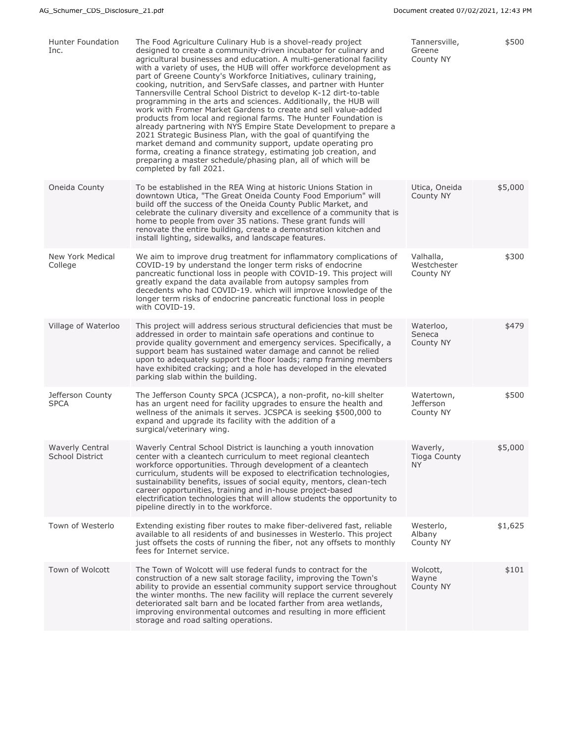| | | | |
|---|---|---|---|
| Hunter Foundation Inc. | The Food Agriculture Culinary Hub is a shovel-ready project designed to create a community-driven incubator for culinary and agricultural businesses and education. A multi-generational facility with a variety of uses, the HUB will offer workforce development as part of Greene County's Workforce Initiatives, culinary training, cooking, nutrition, and ServSafe classes, and partner with Hunter Tannersville Central School District to develop K-12 dirt-to-table programming in the arts and sciences. Additionally, the HUB will work with Fromer Market Gardens to create and sell value-added products from local and regional farms. The Hunter Foundation is already partnering with NYS Empire State Development to prepare a 2021 Strategic Business Plan, with the goal of quantifying the market demand and community support, update operating pro forma, creating a finance strategy, estimating job creation, and preparing a master schedule/phasing plan, all of which will be completed by fall 2021. | Tannersville, Greene County NY | $500 |
| Oneida County | To be established in the REA Wing at historic Unions Station in downtown Utica, "The Great Oneida County Food Emporium" will build off the success of the Oneida County Public Market, and celebrate the culinary diversity and excellence of a community that is home to people from over 35 nations. These grant funds will renovate the entire building, create a demonstration kitchen and install lighting, sidewalks, and landscape features. | Utica, Oneida County NY | $5,000 |
| New York Medical College | We aim to improve drug treatment for inflammatory complications of COVID-19 by understand the longer term risks of endocrine pancreatic functional loss in people with COVID-19. This project will greatly expand the data available from autopsy samples from decedents who had COVID-19. which will improve knowledge of the longer term risks of endocrine pancreatic functional loss in people with COVID-19. | Valhalla, Westchester County NY | $300 |
| Village of Waterloo | This project will address serious structural deficiencies that must be addressed in order to maintain safe operations and continue to provide quality government and emergency services. Specifically, a support beam has sustained water damage and cannot be relied upon to adequately support the floor loads; ramp framing members have exhibited cracking; and a hole has developed in the elevated parking slab within the building. | Waterloo, Seneca County NY | $479 |
| Jefferson County SPCA | The Jefferson County SPCA (JCSPCA), a non-profit, no-kill shelter has an urgent need for facility upgrades to ensure the health and wellness of the animals it serves. JCSPCA is seeking $500,000 to expand and upgrade its facility with the addition of a surgical/veterinary wing. | Watertown, Jefferson County NY | $500 |
| Waverly Central School District | Waverly Central School District is launching a youth innovation center with a cleantech curriculum to meet regional cleantech workforce opportunities. Through development of a cleantech curriculum, students will be exposed to electrification technologies, sustainability benefits, issues of social equity, mentors, clean-tech career opportunities, training and in-house project-based electrification technologies that will allow students the opportunity to pipeline directly in to the workforce. | Waverly, Tioga County NY | $5,000 |
| Town of Westerlo | Extending existing fiber routes to make fiber-delivered fast, reliable available to all residents of and businesses in Westerlo. This project just offsets the costs of running the fiber, not any offsets to monthly fees for Internet service. | Westerlo, Albany County NY | $1,625 |
| Town of Wolcott | The Town of Wolcott will use federal funds to contract for the construction of a new salt storage facility, improving the Town's ability to provide an essential community support service throughout the winter months. The new facility will replace the current severely deteriorated salt barn and be located farther from area wetlands, improving environmental outcomes and resulting in more efficient storage and road salting operations. | Wolcott, Wayne County NY | $101 |